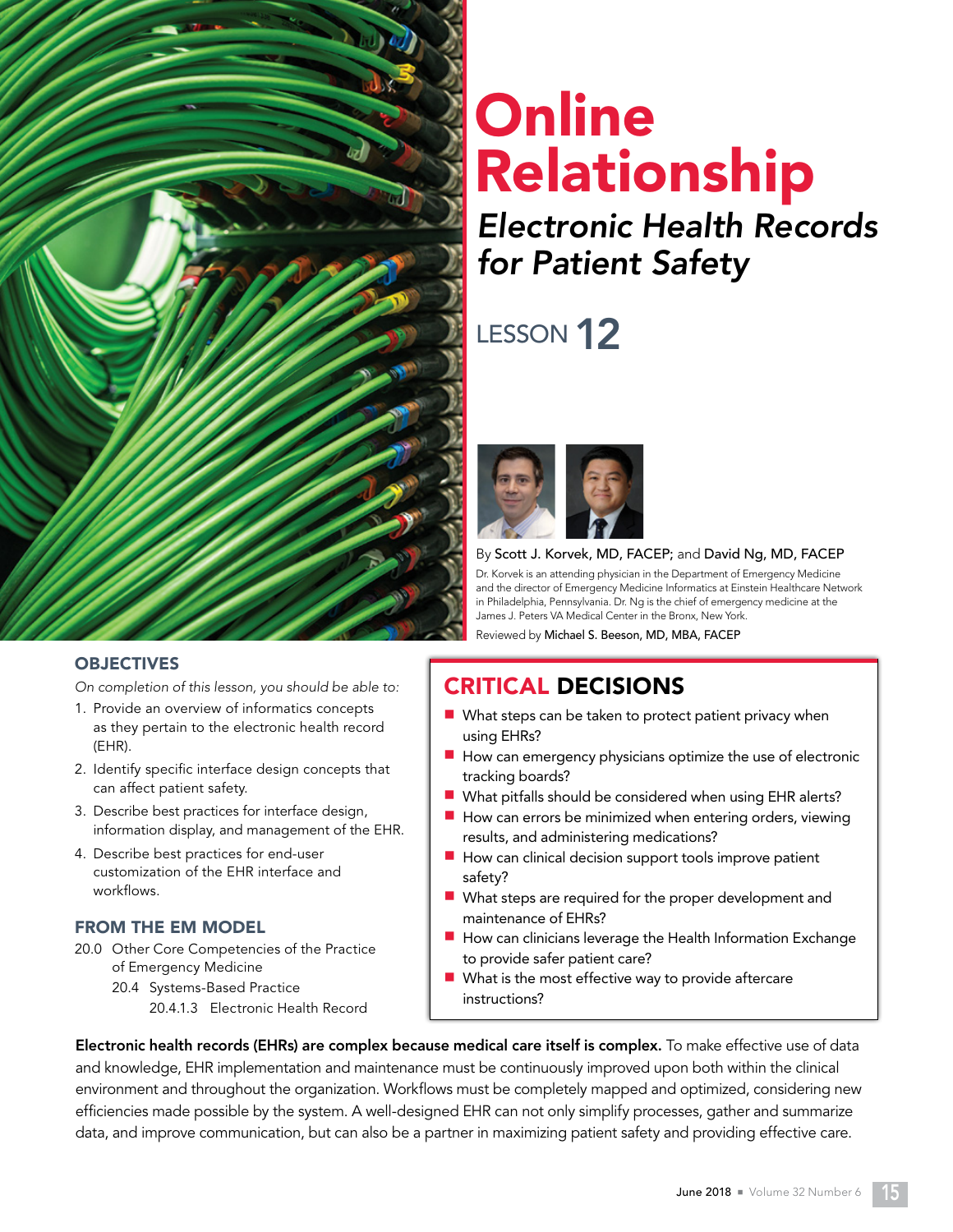# Online Relationship

## *Electronic Health Records for Patient Safety*

LESSON **12**

By **Scott J. Korvek, MD, FACEP;** and **David Ng, MD, FACEP**

Dr. Korvek is an attending physician in the Department of Emergency Medicine and the director of Emergency Medicine Informatics at Einstein Healthcare Network in Philadelphia, Pennsylvania. Dr. Ng is the chief of emergency medicine at the James J. Peters VA Medical Center in the Bronx, New York.

Reviewed by **Michael S. Beeson, MD, MBA, FACEP**

### OBJECTIVES

*On completion of this lesson, you should be able to:*

1. Provide an overview of informatics concepts as they pertain to the electronic health record (EHR).
2. Identify specific interface design concepts that can affect patient safety.
3. Describe best practices for interface design, information display, and management of the EHR.
4. Describe best practices for end-user customization of the EHR interface and workflows.

### FROM THE EM MODEL

20.0 Other Core Competencies of the Practice of Emergency Medicine
- 20.4 Systems-Based Practice
  - 20.4.1.3 Electronic Health Record

### CRITICAL DECISIONS

- What steps can be taken to protect patient privacy when using EHRs?
- How can emergency physicians optimize the use of electronic tracking boards?
- What pitfalls should be considered when using EHR alerts?
- How can errors be minimized when entering orders, viewing results, and administering medications?
- How can clinical decision support tools improve patient safety?
- What steps are required for the proper development and maintenance of EHRs?
- How can clinicians leverage the Health Information Exchange to provide safer patient care?
- What is the most effective way to provide aftercare instructions?

**Electronic health records (EHRs) are complex because medical care itself is complex.** To make effective use of data and knowledge, EHR implementation and maintenance must be continuously improved upon both within the clinical environment and throughout the organization. Workflows must be completely mapped and optimized, considering new efficiencies made possible by the system. A well-designed EHR can not only simplify processes, gather and summarize data, and improve communication, but can also be a partner in maximizing patient safety and providing effective care.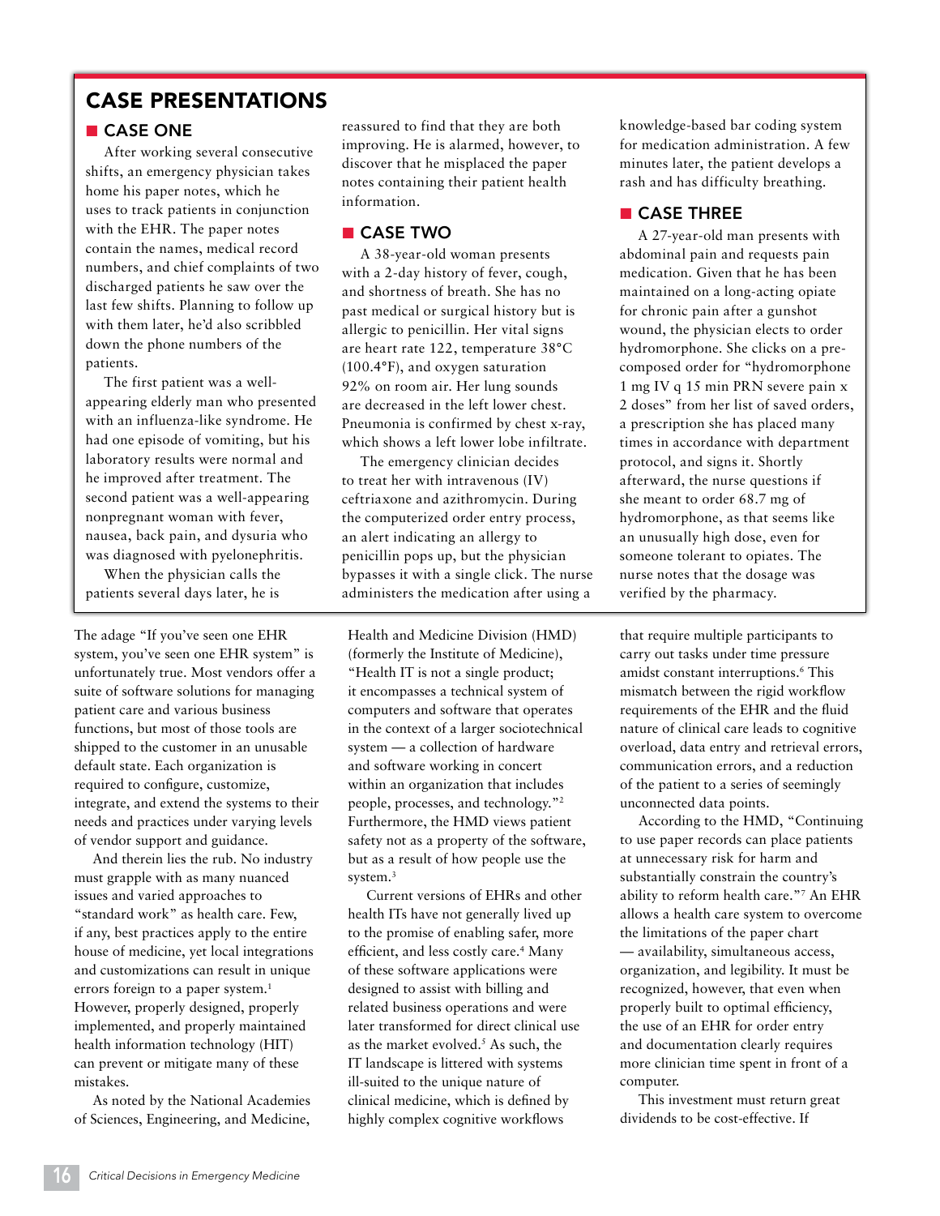## CASE PRESENTATIONS

### CASE ONE

After working several consecutive shifts, an emergency physician takes home his paper notes, which he uses to track patients in conjunction with the EHR. The paper notes contain the names, medical record numbers, and chief complaints of two discharged patients he saw over the last few shifts. Planning to follow up with them later, he'd also scribbled down the phone numbers of the patients.

The first patient was a well-appearing elderly man who presented with an influenza-like syndrome. He had one episode of vomiting, but his laboratory results were normal and he improved after treatment. The second patient was a well-appearing nonpregnant woman with fever, nausea, back pain, and dysuria who was diagnosed with pyelonephritis.

When the physician calls the patients several days later, he is reassured to find that they are both improving. He is alarmed, however, to discover that he misplaced the paper notes containing their patient health information.

### CASE TWO

A 38-year-old woman presents with a 2-day history of fever, cough, and shortness of breath. She has no past medical or surgical history but is allergic to penicillin. Her vital signs are heart rate 122, temperature 38°C (100.4°F), and oxygen saturation 92% on room air. Her lung sounds are decreased in the left lower chest. Pneumonia is confirmed by chest x-ray, which shows a left lower lobe infiltrate.

The emergency clinician decides to treat her with intravenous (IV) ceftriaxone and azithromycin. During the computerized order entry process, an alert indicating an allergy to penicillin pops up, but the physician bypasses it with a single click. The nurse administers the medication after using a knowledge-based bar coding system for medication administration. A few minutes later, the patient develops a rash and has difficulty breathing.

### CASE THREE

A 27-year-old man presents with abdominal pain and requests pain medication. Given that he has been maintained on a long-acting opiate for chronic pain after a gunshot wound, the physician elects to order hydromorphone. She clicks on a pre-composed order for "hydromorphone 1 mg IV q 15 min PRN severe pain x 2 doses" from her list of saved orders, a prescription she has placed many times in accordance with department protocol, and signs it. Shortly afterward, the nurse questions if she meant to order 68.7 mg of hydromorphone, as that seems like an unusually high dose, even for someone tolerant to opiates. The nurse notes that the dosage was verified by the pharmacy.

---

The adage "If you've seen one EHR system, you've seen one EHR system" is unfortunately true. Most vendors offer a suite of software solutions for managing patient care and various business functions, but most of those tools are shipped to the customer in an unusable default state. Each organization is required to configure, customize, integrate, and extend the systems to their needs and practices under varying levels of vendor support and guidance.

And therein lies the rub. No industry must grapple with as many nuanced issues and varied approaches to "standard work" as health care. Few, if any, best practices apply to the entire house of medicine, yet local integrations and customizations can result in unique errors foreign to a paper system.[1] However, properly designed, properly implemented, and properly maintained health information technology (HIT) can prevent or mitigate many of these mistakes.

As noted by the National Academies of Sciences, Engineering, and Medicine, Health and Medicine Division (HMD) (formerly the Institute of Medicine), "Health IT is not a single product; it encompasses a technical system of computers and software that operates in the context of a larger sociotechnical system — a collection of hardware and software working in concert within an organization that includes people, processes, and technology."[2] Furthermore, the HMD views patient safety not as a property of the software, but as a result of how people use the system.[3]

Current versions of EHRs and other health ITs have not generally lived up to the promise of enabling safer, more efficient, and less costly care.[4] Many of these software applications were designed to assist with billing and related business operations and were later transformed for direct clinical use as the market evolved.[5] As such, the IT landscape is littered with systems ill-suited to the unique nature of clinical medicine, which is defined by highly complex cognitive workflows that require multiple participants to carry out tasks under time pressure amidst constant interruptions.[6] This mismatch between the rigid workflow requirements of the EHR and the fluid nature of clinical care leads to cognitive overload, data entry and retrieval errors, communication errors, and a reduction of the patient to a series of seemingly unconnected data points.

According to the HMD, "Continuing to use paper records can place patients at unnecessary risk for harm and substantially constrain the country's ability to reform health care."[7] An EHR allows a health care system to overcome the limitations of the paper chart — availability, simultaneous access, organization, and legibility. It must be recognized, however, that even when properly built to optimal efficiency, the use of an EHR for order entry and documentation clearly requires more clinician time spent in front of a computer.

This investment must return great dividends to be cost-effective. If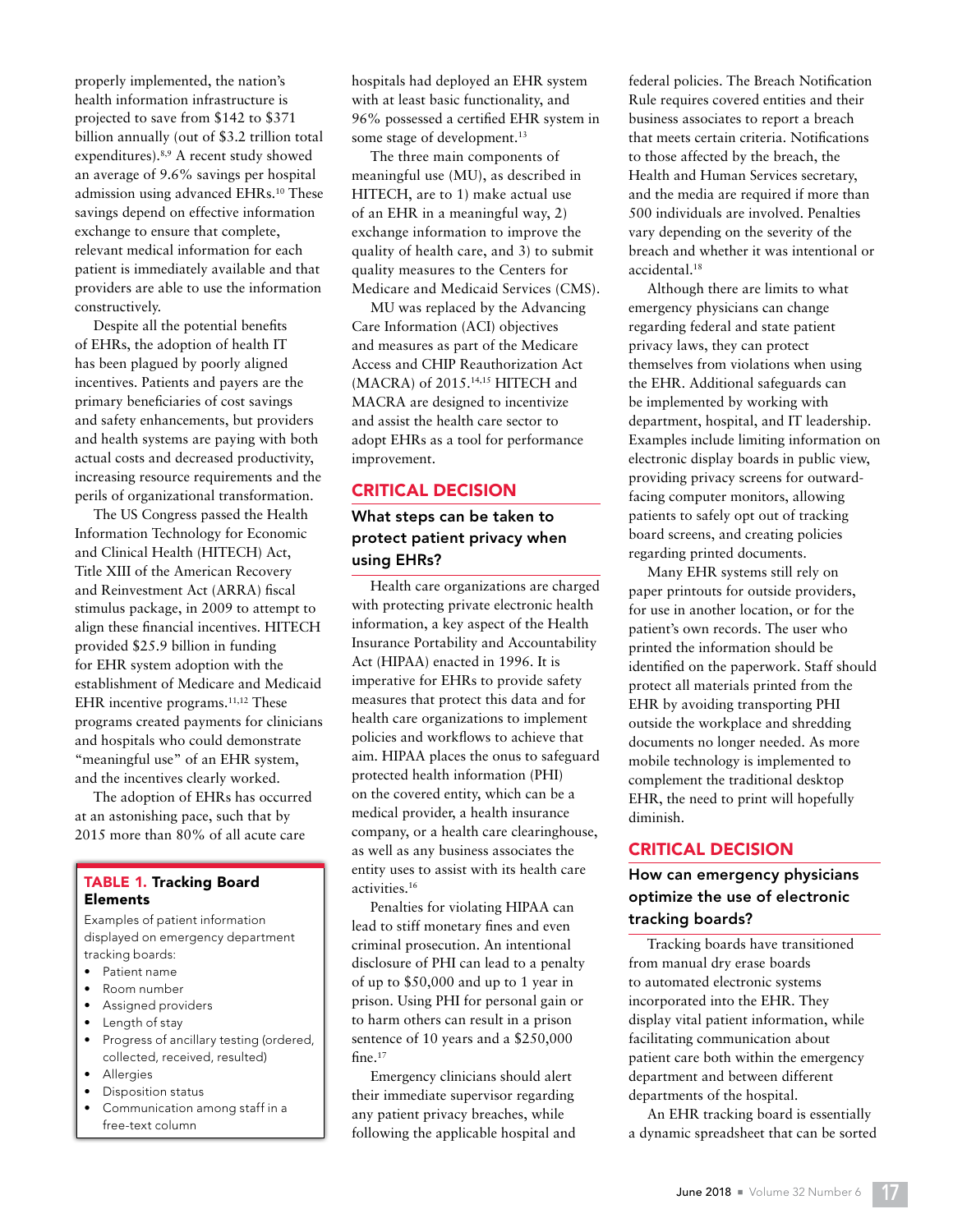properly implemented, the nation's health information infrastructure is projected to save from $142 to $371 billion annually (out of $3.2 trillion total expenditures).[8,9] A recent study showed an average of 9.6% savings per hospital admission using advanced EHRs.[10] These savings depend on effective information exchange to ensure that complete, relevant medical information for each patient is immediately available and that providers are able to use the information constructively.

Despite all the potential benefits of EHRs, the adoption of health IT has been plagued by poorly aligned incentives. Patients and payers are the primary beneficiaries of cost savings and safety enhancements, but providers and health systems are paying with both actual costs and decreased productivity, increasing resource requirements and the perils of organizational transformation.

The US Congress passed the Health Information Technology for Economic and Clinical Health (HITECH) Act, Title XIII of the American Recovery and Reinvestment Act (ARRA) fiscal stimulus package, in 2009 to attempt to align these financial incentives. HITECH provided $25.9 billion in funding for EHR system adoption with the establishment of Medicare and Medicaid EHR incentive programs.[11,12] These programs created payments for clinicians and hospitals who could demonstrate "meaningful use" of an EHR system, and the incentives clearly worked.

The adoption of EHRs has occurred at an astonishing pace, such that by 2015 more than 80% of all acute care hospitals had deployed an EHR system with at least basic functionality, and 96% possessed a certified EHR system in some stage of development.[13]

The three main components of meaningful use (MU), as described in HITECH, are to 1) make actual use of an EHR in a meaningful way, 2) exchange information to improve the quality of health care, and 3) to submit quality measures to the Centers for Medicare and Medicaid Services (CMS).

MU was replaced by the Advancing Care Information (ACI) objectives and measures as part of the Medicare Access and CHIP Reauthorization Act (MACRA) of 2015.[14,15] HITECH and MACRA are designed to incentivize and assist the health care sector to adopt EHRs as a tool for performance improvement.

**TABLE 1. Tracking Board Elements**

Examples of patient information displayed on emergency department tracking boards:

- Patient name
- Room number
- Assigned providers
- Length of stay
- Progress of ancillary testing (ordered, collected, received, resulted)
- Allergies
- Disposition status
- Communication among staff in a free-text column

## CRITICAL DECISION

### What steps can be taken to protect patient privacy when using EHRs?

Health care organizations are charged with protecting private electronic health information, a key aspect of the Health Insurance Portability and Accountability Act (HIPAA) enacted in 1996. It is imperative for EHRs to provide safety measures that protect this data and for health care organizations to implement policies and workflows to achieve that aim. HIPAA places the onus to safeguard protected health information (PHI) on the covered entity, which can be a medical provider, a health insurance company, or a health care clearinghouse, as well as any business associates the entity uses to assist with its health care activities.[16]

Penalties for violating HIPAA can lead to stiff monetary fines and even criminal prosecution. An intentional disclosure of PHI can lead to a penalty of up to $50,000 and up to 1 year in prison. Using PHI for personal gain or to harm others can result in a prison sentence of 10 years and a $250,000 fine.[17]

Emergency clinicians should alert their immediate supervisor regarding any patient privacy breaches, while following the applicable hospital and federal policies. The Breach Notification Rule requires covered entities and their business associates to report a breach that meets certain criteria. Notifications to those affected by the breach, the Health and Human Services secretary, and the media are required if more than 500 individuals are involved. Penalties vary depending on the severity of the breach and whether it was intentional or accidental.[18]

Although there are limits to what emergency physicians can change regarding federal and state patient privacy laws, they can protect themselves from violations when using the EHR. Additional safeguards can be implemented by working with department, hospital, and IT leadership. Examples include limiting information on electronic display boards in public view, providing privacy screens for outward-facing computer monitors, allowing patients to safely opt out of tracking board screens, and creating policies regarding printed documents.

Many EHR systems still rely on paper printouts for outside providers, for use in another location, or for the patient's own records. The user who printed the information should be identified on the paperwork. Staff should protect all materials printed from the EHR by avoiding transporting PHI outside the workplace and shredding documents no longer needed. As more mobile technology is implemented to complement the traditional desktop EHR, the need to print will hopefully diminish.

## CRITICAL DECISION

### How can emergency physicians optimize the use of electronic tracking boards?

Tracking boards have transitioned from manual dry erase boards to automated electronic systems incorporated into the EHR. They display vital patient information, while facilitating communication about patient care both within the emergency department and between different departments of the hospital.

An EHR tracking board is essentially a dynamic spreadsheet that can be sorted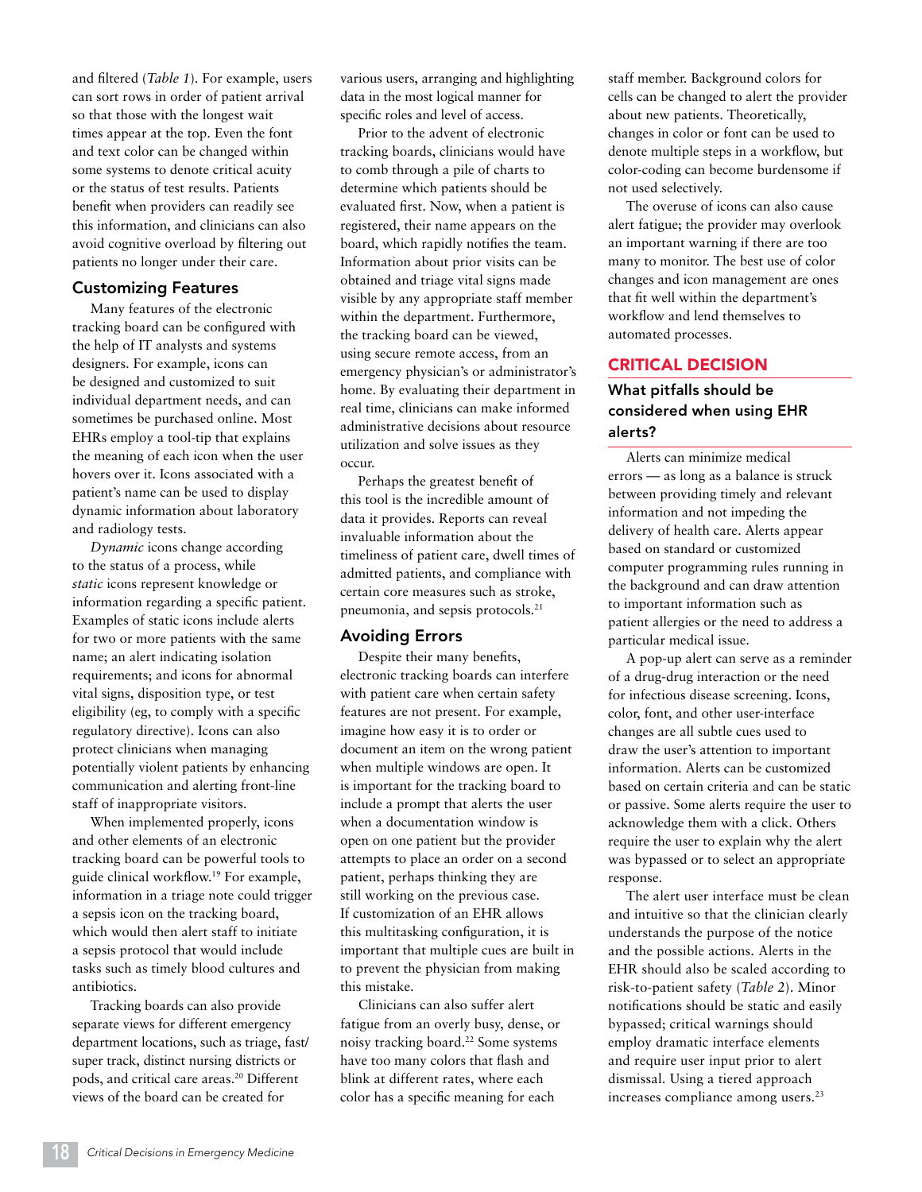and filtered (*Table 1*). For example, users can sort rows in order of patient arrival so that those with the longest wait times appear at the top. Even the font and text color can be changed within some systems to denote critical acuity or the status of test results. Patients benefit when providers can readily see this information, and clinicians can also avoid cognitive overload by filtering out patients no longer under their care.

## Customizing Features

Many features of the electronic tracking board can be configured with the help of IT analysts and systems designers. For example, icons can be designed and customized to suit individual department needs, and can sometimes be purchased online. Most EHRs employ a tool-tip that explains the meaning of each icon when the user hovers over it. Icons associated with a patient's name can be used to display dynamic information about laboratory and radiology tests.

*Dynamic* icons change according to the status of a process, while *static* icons represent knowledge or information regarding a specific patient. Examples of static icons include alerts for two or more patients with the same name; an alert indicating isolation requirements; and icons for abnormal vital signs, disposition type, or test eligibility (eg, to comply with a specific regulatory directive). Icons can also protect clinicians when managing potentially violent patients by enhancing communication and alerting front-line staff of inappropriate visitors.

When implemented properly, icons and other elements of an electronic tracking board can be powerful tools to guide clinical workflow.[19] For example, information in a triage note could trigger a sepsis icon on the tracking board, which would then alert staff to initiate a sepsis protocol that would include tasks such as timely blood cultures and antibiotics.

Tracking boards can also provide separate views for different emergency department locations, such as triage, fast/super track, distinct nursing districts or pods, and critical care areas.[20] Different views of the board can be created for various users, arranging and highlighting data in the most logical manner for specific roles and level of access.

Prior to the advent of electronic tracking boards, clinicians would have to comb through a pile of charts to determine which patients should be evaluated first. Now, when a patient is registered, their name appears on the board, which rapidly notifies the team. Information about prior visits can be obtained and triage vital signs made visible by any appropriate staff member within the department. Furthermore, the tracking board can be viewed, using secure remote access, from an emergency physician's or administrator's home. By evaluating their department in real time, clinicians can make informed administrative decisions about resource utilization and solve issues as they occur.

Perhaps the greatest benefit of this tool is the incredible amount of data it provides. Reports can reveal invaluable information about the timeliness of patient care, dwell times of admitted patients, and compliance with certain core measures such as stroke, pneumonia, and sepsis protocols.[21]

## Avoiding Errors

Despite their many benefits, electronic tracking boards can interfere with patient care when certain safety features are not present. For example, imagine how easy it is to order or document an item on the wrong patient when multiple windows are open. It is important for the tracking board to include a prompt that alerts the user when a documentation window is open on one patient but the provider attempts to place an order on a second patient, perhaps thinking they are still working on the previous case. If customization of an EHR allows this multitasking configuration, it is important that multiple cues are built in to prevent the physician from making this mistake.

Clinicians can also suffer alert fatigue from an overly busy, dense, or noisy tracking board.[22] Some systems have too many colors that flash and blink at different rates, where each color has a specific meaning for each staff member. Background colors for cells can be changed to alert the provider about new patients. Theoretically, changes in color or font can be used to denote multiple steps in a workflow, but color-coding can become burdensome if not used selectively.

The overuse of icons can also cause alert fatigue; the provider may overlook an important warning if there are too many to monitor. The best use of color changes and icon management are ones that fit well within the department's workflow and lend themselves to automated processes.

## CRITICAL DECISION

### What pitfalls should be considered when using EHR alerts?

Alerts can minimize medical errors — as long as a balance is struck between providing timely and relevant information and not impeding the delivery of health care. Alerts appear based on standard or customized computer programming rules running in the background and can draw attention to important information such as patient allergies or the need to address a particular medical issue.

A pop-up alert can serve as a reminder of a drug-drug interaction or the need for infectious disease screening. Icons, color, font, and other user-interface changes are all subtle cues used to draw the user's attention to important information. Alerts can be customized based on certain criteria and can be static or passive. Some alerts require the user to acknowledge them with a click. Others require the user to explain why the alert was bypassed or to select an appropriate response.

The alert user interface must be clean and intuitive so that the clinician clearly understands the purpose of the notice and the possible actions. Alerts in the EHR should also be scaled according to risk-to-patient safety (*Table 2*). Minor notifications should be static and easily bypassed; critical warnings should employ dramatic interface elements and require user input prior to alert dismissal. Using a tiered approach increases compliance among users.[23]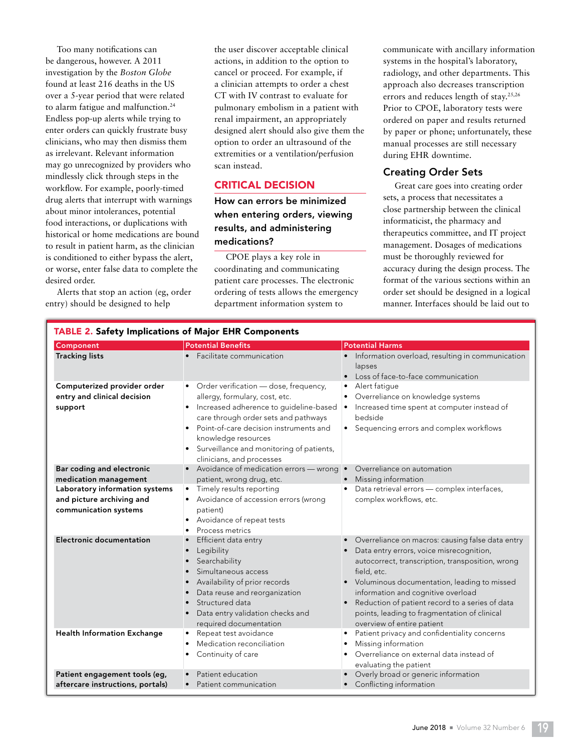Too many notifications can be dangerous, however. A 2011 investigation by the *Boston Globe* found at least 216 deaths in the US over a 5-year period that were related to alarm fatigue and malfunction.[24] Endless pop-up alerts while trying to enter orders can quickly frustrate busy clinicians, who may then dismiss them as irrelevant. Relevant information may go unrecognized by providers who mindlessly click through steps in the workflow. For example, poorly-timed drug alerts that interrupt with warnings about minor intolerances, potential food interactions, or duplications with historical or home medications are bound to result in patient harm, as the clinician is conditioned to either bypass the alert, or worse, enter false data to complete the desired order.

Alerts that stop an action (eg, order entry) should be designed to help the user discover acceptable clinical actions, in addition to the option to cancel or proceed. For example, if a clinician attempts to order a chest CT with IV contrast to evaluate for pulmonary embolism in a patient with renal impairment, an appropriately designed alert should also give them the option to order an ultrasound of the extremities or a ventilation/perfusion scan instead.

## CRITICAL DECISION

### How can errors be minimized when entering orders, viewing results, and administering medications?

CPOE plays a key role in coordinating and communicating patient care processes. The electronic ordering of tests allows the emergency department information system to communicate with ancillary information systems in the hospital's laboratory, radiology, and other departments. This approach also decreases transcription errors and reduces length of stay.[25,26] Prior to CPOE, laboratory tests were ordered on paper and results returned by paper or phone; unfortunately, these manual processes are still necessary during EHR downtime.

### Creating Order Sets

Great care goes into creating order sets, a process that necessitates a close partnership between the clinical informaticist, the pharmacy and therapeutics committee, and IT project management. Dosages of medications must be thoroughly reviewed for accuracy during the design process. The format of the various sections within an order set should be designed in a logical manner. Interfaces should be laid out to

**TABLE 2. Safety Implications of Major EHR Components**

| Component | Potential Benefits | Potential Harms |
|---|---|---|
| **Tracking lists** | • Facilitate communication | • Information overload, resulting in communication lapses<br>• Loss of face-to-face communication |
| **Computerized provider order entry and clinical decision support** | • Order verification — dose, frequency, allergy, formulary, cost, etc.<br>• Increased adherence to guideline-based care through order sets and pathways<br>• Point-of-care decision instruments and knowledge resources<br>• Surveillance and monitoring of patients, clinicians, and processes | • Alert fatigue<br>• Overreliance on knowledge systems<br>• Increased time spent at computer instead of bedside<br>• Sequencing errors and complex workflows |
| **Bar coding and electronic medication management** | • Avoidance of medication errors — wrong patient, wrong drug, etc. | • Overreliance on automation<br>• Missing information |
| **Laboratory information systems and picture archiving and communication systems** | • Timely results reporting<br>• Avoidance of accession errors (wrong patient)<br>• Avoidance of repeat tests<br>• Process metrics | • Data retrieval errors — complex interfaces, complex workflows, etc. |
| **Electronic documentation** | • Efficient data entry<br>• Legibility<br>• Searchability<br>• Simultaneous access<br>• Availability of prior records<br>• Data reuse and reorganization<br>• Structured data<br>• Data entry validation checks and required documentation | • Overreliance on macros: causing false data entry<br>• Data entry errors, voice misrecognition, autocorrect, transcription, transposition, wrong field, etc.<br>• Voluminous documentation, leading to missed information and cognitive overload<br>• Reduction of patient record to a series of data points, leading to fragmentation of clinical overview of entire patient |
| **Health Information Exchange** | • Repeat test avoidance<br>• Medication reconciliation<br>• Continuity of care | • Patient privacy and confidentiality concerns<br>• Missing information<br>• Overreliance on external data instead of evaluating the patient |
| **Patient engagement tools (eg, aftercare instructions, portals)** | • Patient education<br>• Patient communication | • Overly broad or generic information<br>• Conflicting information |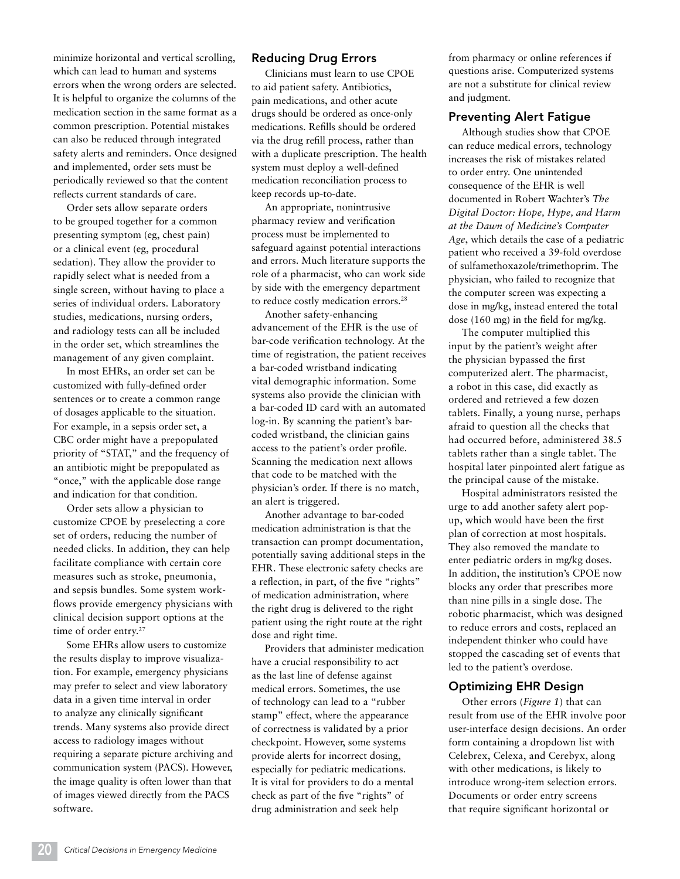minimize horizontal and vertical scrolling, which can lead to human and systems errors when the wrong orders are selected. It is helpful to organize the columns of the medication section in the same format as a common prescription. Potential mistakes can also be reduced through integrated safety alerts and reminders. Once designed and implemented, order sets must be periodically reviewed so that the content reflects current standards of care.

Order sets allow separate orders to be grouped together for a common presenting symptom (eg, chest pain) or a clinical event (eg, procedural sedation). They allow the provider to rapidly select what is needed from a single screen, without having to place a series of individual orders. Laboratory studies, medications, nursing orders, and radiology tests can all be included in the order set, which streamlines the management of any given complaint.

In most EHRs, an order set can be customized with fully-defined order sentences or to create a common range of dosages applicable to the situation. For example, in a sepsis order set, a CBC order might have a prepopulated priority of "STAT," and the frequency of an antibiotic might be prepopulated as "once," with the applicable dose range and indication for that condition.

Order sets allow a physician to customize CPOE by preselecting a core set of orders, reducing the number of needed clicks. In addition, they can help facilitate compliance with certain core measures such as stroke, pneumonia, and sepsis bundles. Some system workflows provide emergency physicians with clinical decision support options at the time of order entry.[27]

Some EHRs allow users to customize the results display to improve visualization. For example, emergency physicians may prefer to select and view laboratory data in a given time interval in order to analyze any clinically significant trends. Many systems also provide direct access to radiology images without requiring a separate picture archiving and communication system (PACS). However, the image quality is often lower than that of images viewed directly from the PACS software.

## Reducing Drug Errors

Clinicians must learn to use CPOE to aid patient safety. Antibiotics, pain medications, and other acute drugs should be ordered as once-only medications. Refills should be ordered via the drug refill process, rather than with a duplicate prescription. The health system must deploy a well-defined medication reconciliation process to keep records up-to-date.

An appropriate, nonintrusive pharmacy review and verification process must be implemented to safeguard against potential interactions and errors. Much literature supports the role of a pharmacist, who can work side by side with the emergency department to reduce costly medication errors.[28]

Another safety-enhancing advancement of the EHR is the use of bar-code verification technology. At the time of registration, the patient receives a bar-coded wristband indicating vital demographic information. Some systems also provide the clinician with a bar-coded ID card with an automated log-in. By scanning the patient's bar-coded wristband, the clinician gains access to the patient's order profile. Scanning the medication next allows that code to be matched with the physician's order. If there is no match, an alert is triggered.

Another advantage to bar-coded medication administration is that the transaction can prompt documentation, potentially saving additional steps in the EHR. These electronic safety checks are a reflection, in part, of the five "rights" of medication administration, where the right drug is delivered to the right patient using the right route at the right dose and right time.

Providers that administer medication have a crucial responsibility to act as the last line of defense against medical errors. Sometimes, the use of technology can lead to a "rubber stamp" effect, where the appearance of correctness is validated by a prior checkpoint. However, some systems provide alerts for incorrect dosing, especially for pediatric medications. It is vital for providers to do a mental check as part of the five "rights" of drug administration and seek help from pharmacy or online references if questions arise. Computerized systems are not a substitute for clinical review and judgment.

## Preventing Alert Fatigue

Although studies show that CPOE can reduce medical errors, technology increases the risk of mistakes related to order entry. One unintended consequence of the EHR is well documented in Robert Wachter's *The Digital Doctor: Hope, Hype, and Harm at the Dawn of Medicine's Computer Age*, which details the case of a pediatric patient who received a 39-fold overdose of sulfamethoxazole/trimethoprim. The physician, who failed to recognize that the computer screen was expecting a dose in mg/kg, instead entered the total dose (160 mg) in the field for mg/kg.

The computer multiplied this input by the patient's weight after the physician bypassed the first computerized alert. The pharmacist, a robot in this case, did exactly as ordered and retrieved a few dozen tablets. Finally, a young nurse, perhaps afraid to question all the checks that had occurred before, administered 38.5 tablets rather than a single tablet. The hospital later pinpointed alert fatigue as the principal cause of the mistake.

Hospital administrators resisted the urge to add another safety alert pop-up, which would have been the first plan of correction at most hospitals. They also removed the mandate to enter pediatric orders in mg/kg doses. In addition, the institution's CPOE now blocks any order that prescribes more than nine pills in a single dose. The robotic pharmacist, which was designed to reduce errors and costs, replaced an independent thinker who could have stopped the cascading set of events that led to the patient's overdose.

## Optimizing EHR Design

Other errors (*Figure 1*) that can result from use of the EHR involve poor user-interface design decisions. An order form containing a dropdown list with Celebrex, Celexa, and Cerebyx, along with other medications, is likely to introduce wrong-item selection errors. Documents or order entry screens that require significant horizontal or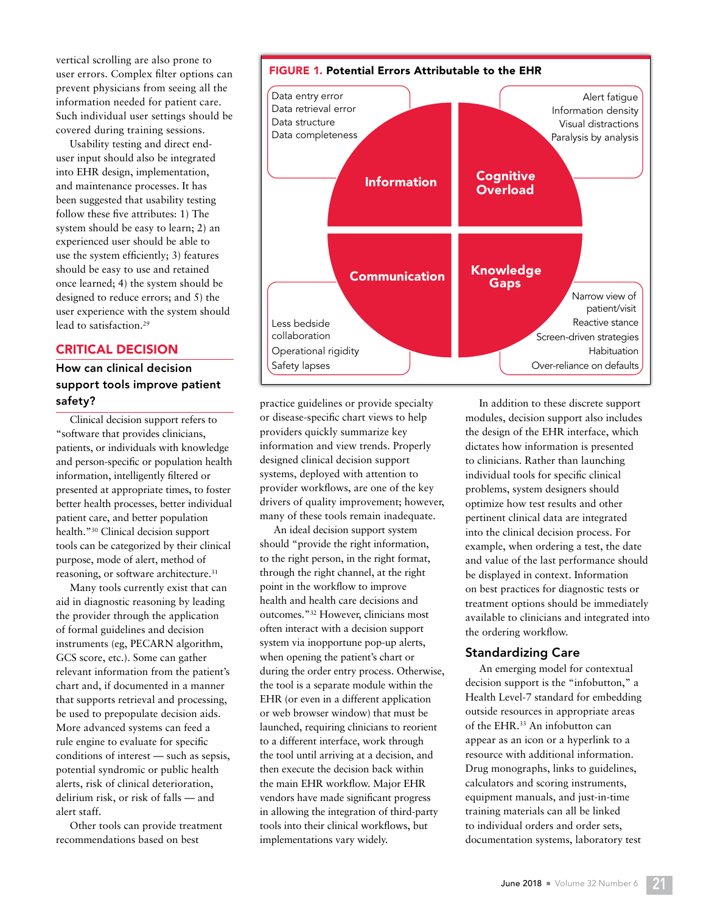vertical scrolling are also prone to user errors. Complex filter options can prevent physicians from seeing all the information needed for patient care. Such individual user settings should be covered during training sessions.

Usability testing and direct end-user input should also be integrated into EHR design, implementation, and maintenance processes. It has been suggested that usability testing follow these five attributes: 1) The system should be easy to learn; 2) an experienced user should be able to use the system efficiently; 3) features should be easy to use and retained once learned; 4) the system should be designed to reduce errors; and 5) the user experience with the system should lead to satisfaction.[29]

**FIGURE 1. Potential Errors Attributable to the EHR**

- **Information**: Data entry error; Data retrieval error; Data structure; Data completeness
- **Cognitive Overload**: Alert fatigue; Information density; Visual distractions; Paralysis by analysis
- **Communication**: Less bedside collaboration; Operational rigidity; Safety lapses
- **Knowledge Gaps**: Narrow view of patient/visit; Reactive stance; Screen-driven strategies; Habituation; Over-reliance on defaults

## CRITICAL DECISION

### How can clinical decision support tools improve patient safety?

Clinical decision support refers to "software that provides clinicians, patients, or individuals with knowledge and person-specific or population health information, intelligently filtered or presented at appropriate times, to foster better health processes, better individual patient care, and better population health."[30] Clinical decision support tools can be categorized by their clinical purpose, mode of alert, method of reasoning, or software architecture.[31]

Many tools currently exist that can aid in diagnostic reasoning by leading the provider through the application of formal guidelines and decision instruments (eg, PECARN algorithm, GCS score, etc.). Some can gather relevant information from the patient's chart and, if documented in a manner that supports retrieval and processing, be used to prepopulate decision aids. More advanced systems can feed a rule engine to evaluate for specific conditions of interest — such as sepsis, potential syndromic or public health alerts, risk of clinical deterioration, delirium risk, or risk of falls — and alert staff.

Other tools can provide treatment recommendations based on best practice guidelines or provide specialty or disease-specific chart views to help providers quickly summarize key information and view trends. Properly designed clinical decision support systems, deployed with attention to provider workflows, are one of the key drivers of quality improvement; however, many of these tools remain inadequate.

An ideal decision support system should "provide the right information, to the right person, in the right format, through the right channel, at the right point in the workflow to improve health and health care decisions and outcomes."[32] However, clinicians most often interact with a decision support system via inopportune pop-up alerts, when opening the patient's chart or during the order entry process. Otherwise, the tool is a separate module within the EHR (or even in a different application or web browser window) that must be launched, requiring clinicians to reorient to a different interface, work through the tool until arriving at a decision, and then execute the decision back within the main EHR workflow. Major EHR vendors have made significant progress in allowing the integration of third-party tools into their clinical workflows, but implementations vary widely.

In addition to these discrete support modules, decision support also includes the design of the EHR interface, which dictates how information is presented to clinicians. Rather than launching individual tools for specific clinical problems, system designers should optimize how test results and other pertinent clinical data are integrated into the clinical decision process. For example, when ordering a test, the date and value of the last performance should be displayed in context. Information on best practices for diagnostic tests or treatment options should be immediately available to clinicians and integrated into the ordering workflow.

### Standardizing Care

An emerging model for contextual decision support is the "infobutton," a Health Level-7 standard for embedding outside resources in appropriate areas of the EHR.[33] An infobutton can appear as an icon or a hyperlink to a resource with additional information. Drug monographs, links to guidelines, calculators and scoring instruments, equipment manuals, and just-in-time training materials can all be linked to individual orders and order sets, documentation systems, laboratory test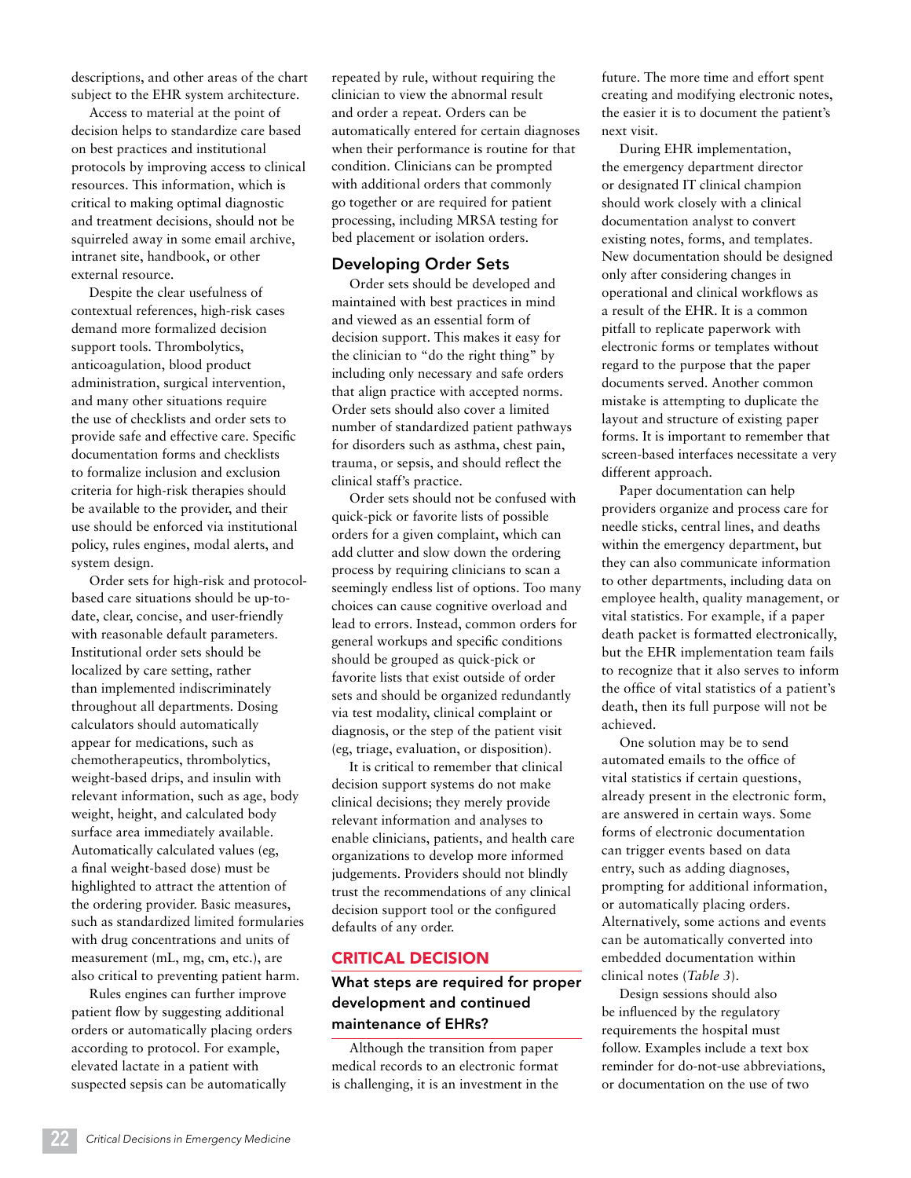descriptions, and other areas of the chart subject to the EHR system architecture.

Access to material at the point of decision helps to standardize care based on best practices and institutional protocols by improving access to clinical resources. This information, which is critical to making optimal diagnostic and treatment decisions, should not be squirreled away in some email archive, intranet site, handbook, or other external resource.

Despite the clear usefulness of contextual references, high-risk cases demand more formalized decision support tools. Thrombolytics, anticoagulation, blood product administration, surgical intervention, and many other situations require the use of checklists and order sets to provide safe and effective care. Specific documentation forms and checklists to formalize inclusion and exclusion criteria for high-risk therapies should be available to the provider, and their use should be enforced via institutional policy, rules engines, modal alerts, and system design.

Order sets for high-risk and protocol-based care situations should be up-to-date, clear, concise, and user-friendly with reasonable default parameters. Institutional order sets should be localized by care setting, rather than implemented indiscriminately throughout all departments. Dosing calculators should automatically appear for medications, such as chemotherapeutics, thrombolytics, weight-based drips, and insulin with relevant information, such as age, body weight, height, and calculated body surface area immediately available. Automatically calculated values (eg, a final weight-based dose) must be highlighted to attract the attention of the ordering provider. Basic measures, such as standardized limited formularies with drug concentrations and units of measurement (mL, mg, cm, etc.), are also critical to preventing patient harm.

Rules engines can further improve patient flow by suggesting additional orders or automatically placing orders according to protocol. For example, elevated lactate in a patient with suspected sepsis can be automatically repeated by rule, without requiring the clinician to view the abnormal result and order a repeat. Orders can be automatically entered for certain diagnoses when their performance is routine for that condition. Clinicians can be prompted with additional orders that commonly go together or are required for patient processing, including MRSA testing for bed placement or isolation orders.

## Developing Order Sets

Order sets should be developed and maintained with best practices in mind and viewed as an essential form of decision support. This makes it easy for the clinician to "do the right thing" by including only necessary and safe orders that align practice with accepted norms. Order sets should also cover a limited number of standardized patient pathways for disorders such as asthma, chest pain, trauma, or sepsis, and should reflect the clinical staff's practice.

Order sets should not be confused with quick-pick or favorite lists of possible orders for a given complaint, which can add clutter and slow down the ordering process by requiring clinicians to scan a seemingly endless list of options. Too many choices can cause cognitive overload and lead to errors. Instead, common orders for general workups and specific conditions should be grouped as quick-pick or favorite lists that exist outside of order sets and should be organized redundantly via test modality, clinical complaint or diagnosis, or the step of the patient visit (eg, triage, evaluation, or disposition).

It is critical to remember that clinical decision support systems do not make clinical decisions; they merely provide relevant information and analyses to enable clinicians, patients, and health care organizations to develop more informed judgements. Providers should not blindly trust the recommendations of any clinical decision support tool or the configured defaults of any order.

## CRITICAL DECISION

### What steps are required for proper development and continued maintenance of EHRs?

Although the transition from paper medical records to an electronic format is challenging, it is an investment in the future. The more time and effort spent creating and modifying electronic notes, the easier it is to document the patient's next visit.

During EHR implementation, the emergency department director or designated IT clinical champion should work closely with a clinical documentation analyst to convert existing notes, forms, and templates. New documentation should be designed only after considering changes in operational and clinical workflows as a result of the EHR. It is a common pitfall to replicate paperwork with electronic forms or templates without regard to the purpose that the paper documents served. Another common mistake is attempting to duplicate the layout and structure of existing paper forms. It is important to remember that screen-based interfaces necessitate a very different approach.

Paper documentation can help providers organize and process care for needle sticks, central lines, and deaths within the emergency department, but they can also communicate information to other departments, including data on employee health, quality management, or vital statistics. For example, if a paper death packet is formatted electronically, but the EHR implementation team fails to recognize that it also serves to inform the office of vital statistics of a patient's death, then its full purpose will not be achieved.

One solution may be to send automated emails to the office of vital statistics if certain questions, already present in the electronic form, are answered in certain ways. Some forms of electronic documentation can trigger events based on data entry, such as adding diagnoses, prompting for additional information, or automatically placing orders. Alternatively, some actions and events can be automatically converted into embedded documentation within clinical notes (*Table 3*).

Design sessions should also be influenced by the regulatory requirements the hospital must follow. Examples include a text box reminder for do-not-use abbreviations, or documentation on the use of two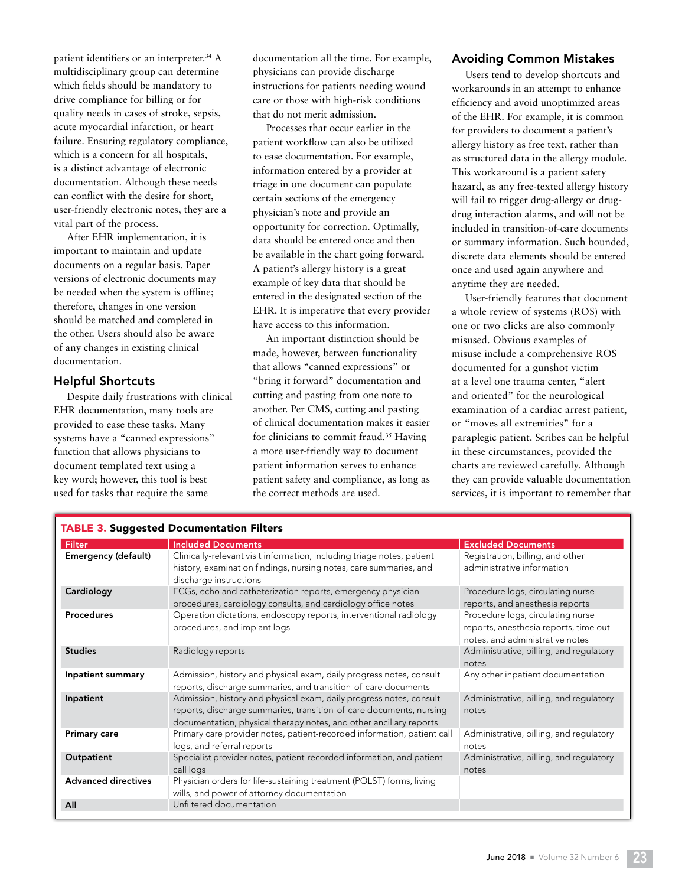patient identifiers or an interpreter.[34] A multidisciplinary group can determine which fields should be mandatory to drive compliance for billing or for quality needs in cases of stroke, sepsis, acute myocardial infarction, or heart failure. Ensuring regulatory compliance, which is a concern for all hospitals, is a distinct advantage of electronic documentation. Although these needs can conflict with the desire for short, user-friendly electronic notes, they are a vital part of the process.

After EHR implementation, it is important to maintain and update documents on a regular basis. Paper versions of electronic documents may be needed when the system is offline; therefore, changes in one version should be matched and completed in the other. Users should also be aware of any changes in existing clinical documentation.

## Helpful Shortcuts

Despite daily frustrations with clinical EHR documentation, many tools are provided to ease these tasks. Many systems have a "canned expressions" function that allows physicians to document templated text using a key word; however, this tool is best used for tasks that require the same documentation all the time. For example, physicians can provide discharge instructions for patients needing wound care or those with high-risk conditions that do not merit admission.

Processes that occur earlier in the patient workflow can also be utilized to ease documentation. For example, information entered by a provider at triage in one document can populate certain sections of the emergency physician's note and provide an opportunity for correction. Optimally, data should be entered once and then be available in the chart going forward. A patient's allergy history is a great example of key data that should be entered in the designated section of the EHR. It is imperative that every provider have access to this information.

An important distinction should be made, however, between functionality that allows "canned expressions" or "bring it forward" documentation and cutting and pasting from one note to another. Per CMS, cutting and pasting of clinical documentation makes it easier for clinicians to commit fraud.[35] Having a more user-friendly way to document patient information serves to enhance patient safety and compliance, as long as the correct methods are used.

## Avoiding Common Mistakes

Users tend to develop shortcuts and workarounds in an attempt to enhance efficiency and avoid unoptimized areas of the EHR. For example, it is common for providers to document a patient's allergy history as free text, rather than as structured data in the allergy module. This workaround is a patient safety hazard, as any free-texted allergy history will fail to trigger drug-allergy or drug-drug interaction alarms, and will not be included in transition-of-care documents or summary information. Such bounded, discrete data elements should be entered once and used again anywhere and anytime they are needed.

User-friendly features that document a whole review of systems (ROS) with one or two clicks are also commonly misused. Obvious examples of misuse include a comprehensive ROS documented for a gunshot victim at a level one trauma center, "alert and oriented" for the neurological examination of a cardiac arrest patient, or "moves all extremities" for a paraplegic patient. Scribes can be helpful in these circumstances, provided the charts are reviewed carefully. Although they can provide valuable documentation services, it is important to remember that

**TABLE 3. Suggested Documentation Filters**

| Filter | Included Documents | Excluded Documents |
|---|---|---|
| **Emergency (default)** | Clinically-relevant visit information, including triage notes, patient history, examination findings, nursing notes, care summaries, and discharge instructions | Registration, billing, and other administrative information |
| **Cardiology** | ECGs, echo and catheterization reports, emergency physician procedures, cardiology consults, and cardiology office notes | Procedure logs, circulating nurse reports, and anesthesia reports |
| **Procedures** | Operation dictations, endoscopy reports, interventional radiology procedures, and implant logs | Procedure logs, circulating nurse reports, anesthesia reports, time out notes, and administrative notes |
| **Studies** | Radiology reports | Administrative, billing, and regulatory notes |
| **Inpatient summary** | Admission, history and physical exam, daily progress notes, consult reports, discharge summaries, and transition-of-care documents | Any other inpatient documentation |
| **Inpatient** | Admission, history and physical exam, daily progress notes, consult reports, discharge summaries, transition-of-care documents, nursing documentation, physical therapy notes, and other ancillary reports | Administrative, billing, and regulatory notes |
| **Primary care** | Primary care provider notes, patient-recorded information, patient call logs, and referral reports | Administrative, billing, and regulatory notes |
| **Outpatient** | Specialist provider notes, patient-recorded information, and patient call logs | Administrative, billing, and regulatory notes |
| **Advanced directives** | Physician orders for life-sustaining treatment (POLST) forms, living wills, and power of attorney documentation | |
| **All** | Unfiltered documentation | |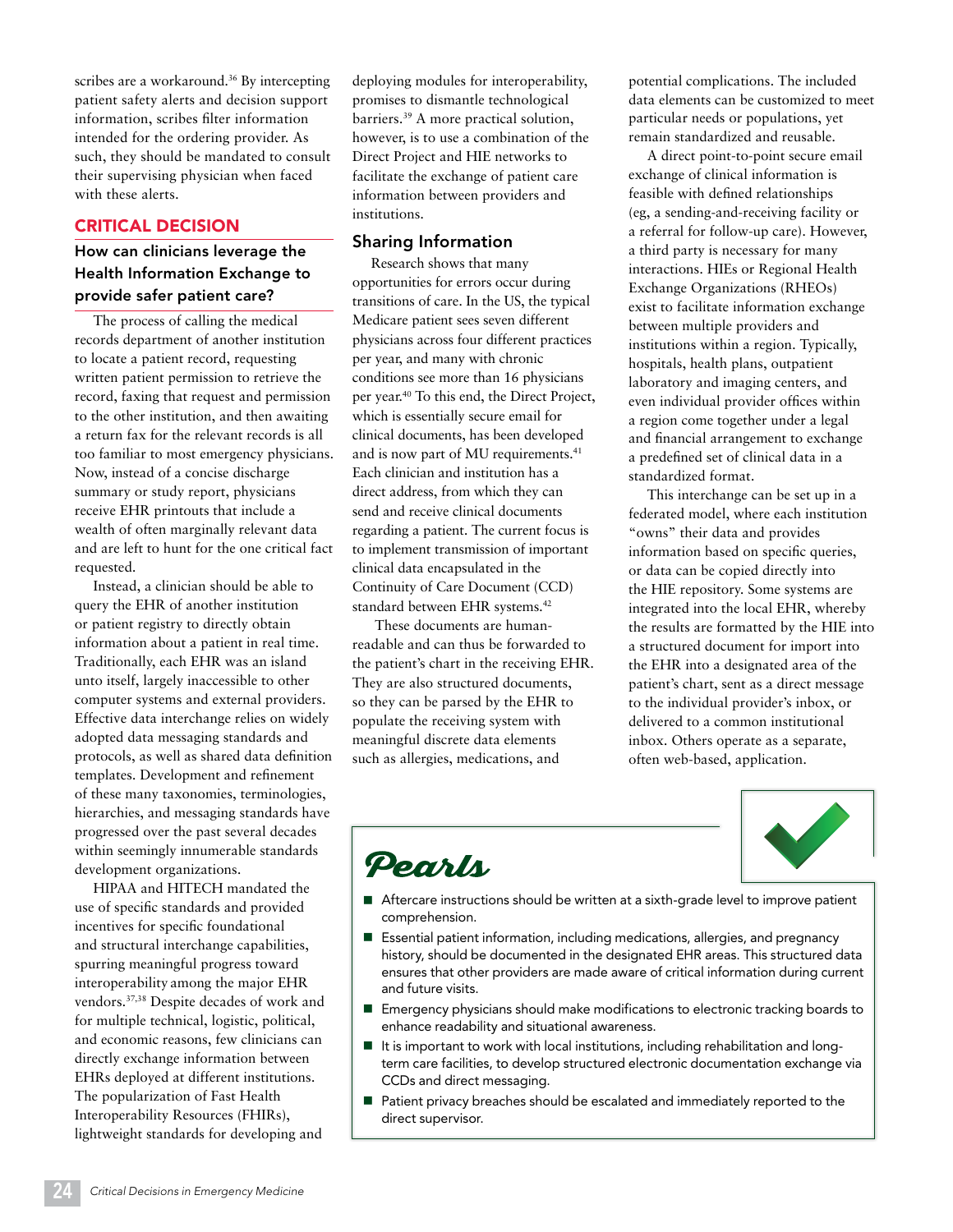scribes are a workaround.[36] By intercepting patient safety alerts and decision support information, scribes filter information intended for the ordering provider. As such, they should be mandated to consult their supervising physician when faced with these alerts.

## CRITICAL DECISION

### How can clinicians leverage the Health Information Exchange to provide safer patient care?

The process of calling the medical records department of another institution to locate a patient record, requesting written patient permission to retrieve the record, faxing that request and permission to the other institution, and then awaiting a return fax for the relevant records is all too familiar to most emergency physicians. Now, instead of a concise discharge summary or study report, physicians receive EHR printouts that include a wealth of often marginally relevant data and are left to hunt for the one critical fact requested.

Instead, a clinician should be able to query the EHR of another institution or patient registry to directly obtain information about a patient in real time. Traditionally, each EHR was an island unto itself, largely inaccessible to other computer systems and external providers. Effective data interchange relies on widely adopted data messaging standards and protocols, as well as shared data definition templates. Development and refinement of these many taxonomies, terminologies, hierarchies, and messaging standards have progressed over the past several decades within seemingly innumerable standards development organizations.

HIPAA and HITECH mandated the use of specific standards and provided incentives for specific foundational and structural interchange capabilities, spurring meaningful progress toward interoperability among the major EHR vendors.[37,38] Despite decades of work and for multiple technical, logistic, political, and economic reasons, few clinicians can directly exchange information between EHRs deployed at different institutions. The popularization of Fast Health Interoperability Resources (FHIRs), lightweight standards for developing and deploying modules for interoperability, promises to dismantle technological barriers.[39] A more practical solution, however, is to use a combination of the Direct Project and HIE networks to facilitate the exchange of patient care information between providers and institutions.

### Sharing Information

Research shows that many opportunities for errors occur during transitions of care. In the US, the typical Medicare patient sees seven different physicians across four different practices per year, and many with chronic conditions see more than 16 physicians per year.[40] To this end, the Direct Project, which is essentially secure email for clinical documents, has been developed and is now part of MU requirements.[41] Each clinician and institution has a direct address, from which they can send and receive clinical documents regarding a patient. The current focus is to implement transmission of important clinical data encapsulated in the Continuity of Care Document (CCD) standard between EHR systems.[42]

These documents are human-readable and can thus be forwarded to the patient's chart in the receiving EHR. They are also structured documents, so they can be parsed by the EHR to populate the receiving system with meaningful discrete data elements such as allergies, medications, and potential complications. The included data elements can be customized to meet particular needs or populations, yet remain standardized and reusable.

A direct point-to-point secure email exchange of clinical information is feasible with defined relationships (eg, a sending-and-receiving facility or a referral for follow-up care). However, a third party is necessary for many interactions. HIEs or Regional Health Exchange Organizations (RHEOs) exist to facilitate information exchange between multiple providers and institutions within a region. Typically, hospitals, health plans, outpatient laboratory and imaging centers, and even individual provider offices within a region come together under a legal and financial arrangement to exchange a predefined set of clinical data in a standardized format.

This interchange can be set up in a federated model, where each institution "owns" their data and provides information based on specific queries, or data can be copied directly into the HIE repository. Some systems are integrated into the local EHR, whereby the results are formatted by the HIE into a structured document for import into the EHR into a designated area of the patient's chart, sent as a direct message to the individual provider's inbox, or delivered to a common institutional inbox. Others operate as a separate, often web-based, application.

## Pearls

- Aftercare instructions should be written at a sixth-grade level to improve patient comprehension.
- Essential patient information, including medications, allergies, and pregnancy history, should be documented in the designated EHR areas. This structured data ensures that other providers are made aware of critical information during current and future visits.
- Emergency physicians should make modifications to electronic tracking boards to enhance readability and situational awareness.
- It is important to work with local institutions, including rehabilitation and long-term care facilities, to develop structured electronic documentation exchange via CCDs and direct messaging.
- Patient privacy breaches should be escalated and immediately reported to the direct supervisor.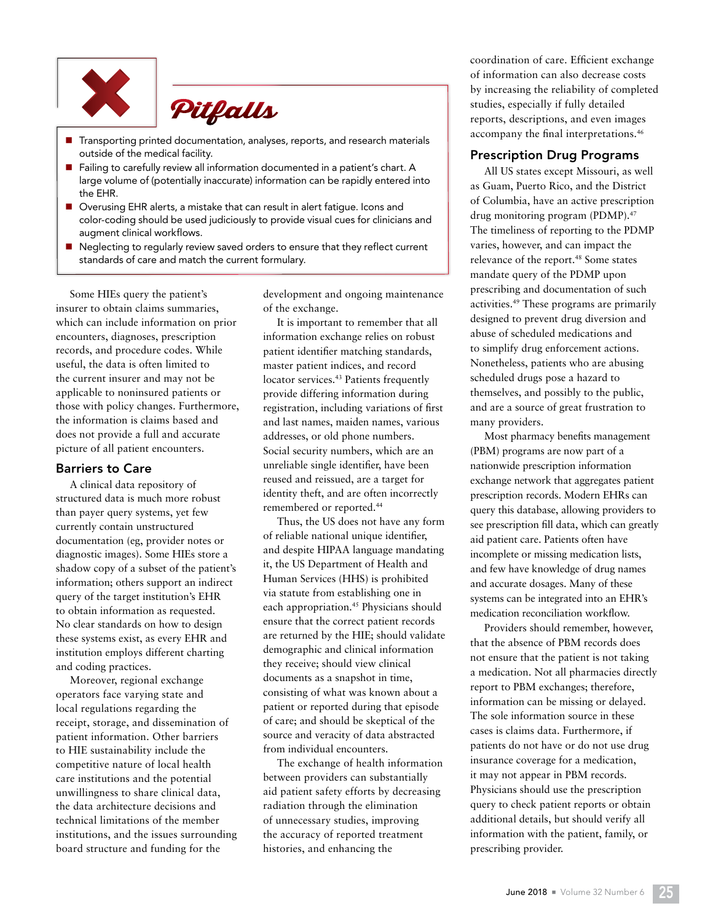## Pitfalls

- Transporting printed documentation, analyses, reports, and research materials outside of the medical facility.
- Failing to carefully review all information documented in a patient's chart. A large volume of (potentially inaccurate) information can be rapidly entered into the EHR.
- Overusing EHR alerts, a mistake that can result in alert fatigue. Icons and color-coding should be used judiciously to provide visual cues for clinicians and augment clinical workflows.
- Neglecting to regularly review saved orders to ensure that they reflect current standards of care and match the current formulary.

Some HIEs query the patient's insurer to obtain claims summaries, which can include information on prior encounters, diagnoses, prescription records, and procedure codes. While useful, the data is often limited to the current insurer and may not be applicable to noninsured patients or those with policy changes. Furthermore, the information is claims based and does not provide a full and accurate picture of all patient encounters.

### Barriers to Care

A clinical data repository of structured data is much more robust than payer query systems, yet few currently contain unstructured documentation (eg, provider notes or diagnostic images). Some HIEs store a shadow copy of a subset of the patient's information; others support an indirect query of the target institution's EHR to obtain information as requested. No clear standards on how to design these systems exist, as every EHR and institution employs different charting and coding practices.

Moreover, regional exchange operators face varying state and local regulations regarding the receipt, storage, and dissemination of patient information. Other barriers to HIE sustainability include the competitive nature of local health care institutions and the potential unwillingness to share clinical data, the data architecture decisions and technical limitations of the member institutions, and the issues surrounding board structure and funding for the development and ongoing maintenance of the exchange.

It is important to remember that all information exchange relies on robust patient identifier matching standards, master patient indices, and record locator services.[43] Patients frequently provide differing information during registration, including variations of first and last names, maiden names, various addresses, or old phone numbers. Social security numbers, which are an unreliable single identifier, have been reused and reissued, are a target for identity theft, and are often incorrectly remembered or reported.[44]

Thus, the US does not have any form of reliable national unique identifier, and despite HIPAA language mandating it, the US Department of Health and Human Services (HHS) is prohibited via statute from establishing one in each appropriation.[45] Physicians should ensure that the correct patient records are returned by the HIE; should validate demographic and clinical information they receive; should view clinical documents as a snapshot in time, consisting of what was known about a patient or reported during that episode of care; and should be skeptical of the source and veracity of data abstracted from individual encounters.

The exchange of health information between providers can substantially aid patient safety efforts by decreasing radiation through the elimination of unnecessary studies, improving the accuracy of reported treatment histories, and enhancing the coordination of care. Efficient exchange of information can also decrease costs by increasing the reliability of completed studies, especially if fully detailed reports, descriptions, and even images accompany the final interpretations.[46]

### Prescription Drug Programs

All US states except Missouri, as well as Guam, Puerto Rico, and the District of Columbia, have an active prescription drug monitoring program (PDMP).[47] The timeliness of reporting to the PDMP varies, however, and can impact the relevance of the report.[48] Some states mandate query of the PDMP upon prescribing and documentation of such activities.[49] These programs are primarily designed to prevent drug diversion and abuse of scheduled medications and to simplify drug enforcement actions. Nonetheless, patients who are abusing scheduled drugs pose a hazard to themselves, and possibly to the public, and are a source of great frustration to many providers.

Most pharmacy benefits management (PBM) programs are now part of a nationwide prescription information exchange network that aggregates patient prescription records. Modern EHRs can query this database, allowing providers to see prescription fill data, which can greatly aid patient care. Patients often have incomplete or missing medication lists, and few have knowledge of drug names and accurate dosages. Many of these systems can be integrated into an EHR's medication reconciliation workflow.

Providers should remember, however, that the absence of PBM records does not ensure that the patient is not taking a medication. Not all pharmacies directly report to PBM exchanges; therefore, information can be missing or delayed. The sole information source in these cases is claims data. Furthermore, if patients do not have or do not use drug insurance coverage for a medication, it may not appear in PBM records. Physicians should use the prescription query to check patient reports or obtain additional details, but should verify all information with the patient, family, or prescribing provider.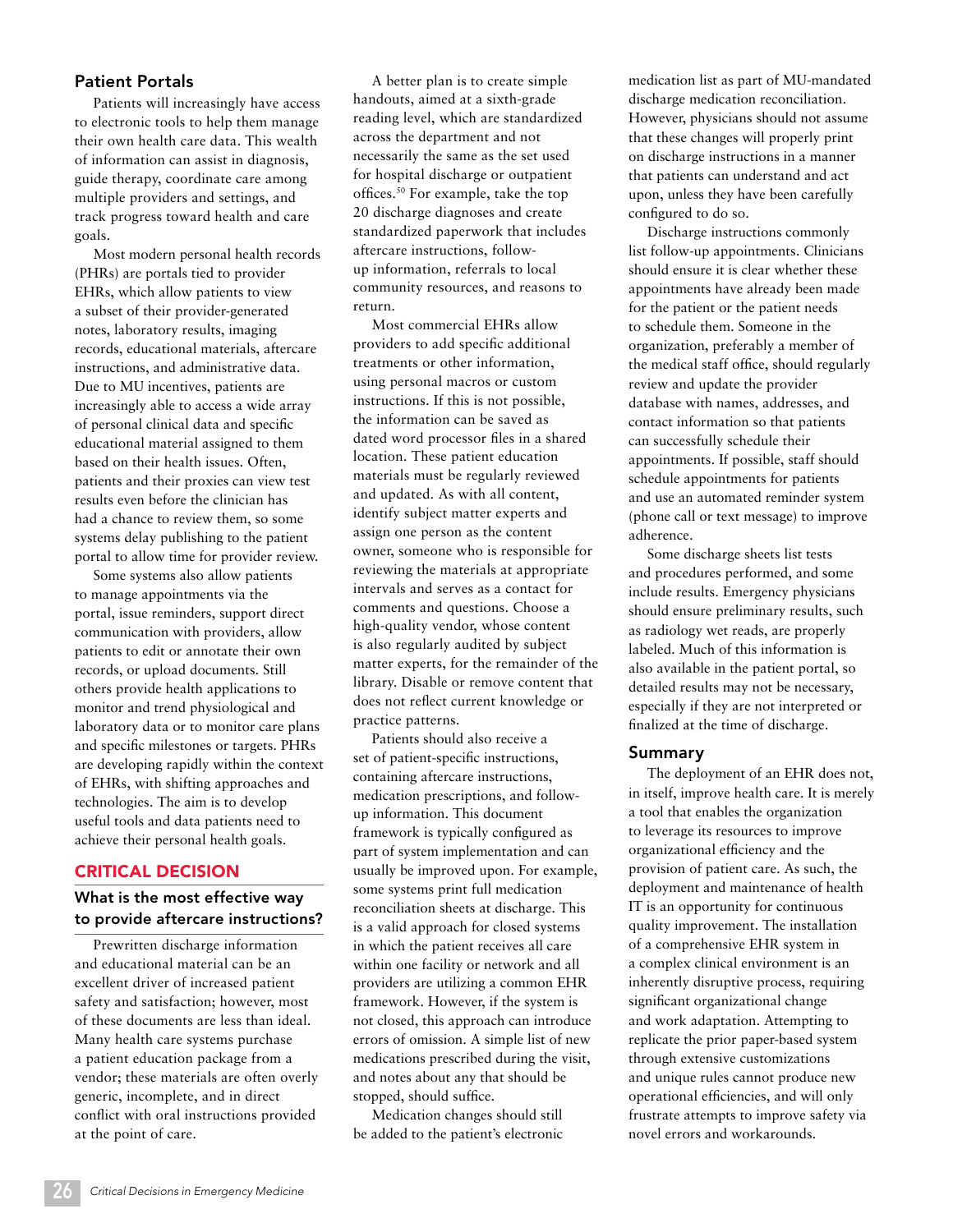## Patient Portals

Patients will increasingly have access to electronic tools to help them manage their own health care data. This wealth of information can assist in diagnosis, guide therapy, coordinate care among multiple providers and settings, and track progress toward health and care goals.

Most modern personal health records (PHRs) are portals tied to provider EHRs, which allow patients to view a subset of their provider-generated notes, laboratory results, imaging records, educational materials, aftercare instructions, and administrative data. Due to MU incentives, patients are increasingly able to access a wide array of personal clinical data and specific educational material assigned to them based on their health issues. Often, patients and their proxies can view test results even before the clinician has had a chance to review them, so some systems delay publishing to the patient portal to allow time for provider review.

Some systems also allow patients to manage appointments via the portal, issue reminders, support direct communication with providers, allow patients to edit or annotate their own records, or upload documents. Still others provide health applications to monitor and trend physiological and laboratory data or to monitor care plans and specific milestones or targets. PHRs are developing rapidly within the context of EHRs, with shifting approaches and technologies. The aim is to develop useful tools and data patients need to achieve their personal health goals.

## CRITICAL DECISION

### What is the most effective way to provide aftercare instructions?

Prewritten discharge information and educational material can be an excellent driver of increased patient safety and satisfaction; however, most of these documents are less than ideal. Many health care systems purchase a patient education package from a vendor; these materials are often overly generic, incomplete, and in direct conflict with oral instructions provided at the point of care.

A better plan is to create simple handouts, aimed at a sixth-grade reading level, which are standardized across the department and not necessarily the same as the set used for hospital discharge or outpatient offices.[50] For example, take the top 20 discharge diagnoses and create standardized paperwork that includes aftercare instructions, follow-up information, referrals to local community resources, and reasons to return.

Most commercial EHRs allow providers to add specific additional treatments or other information, using personal macros or custom instructions. If this is not possible, the information can be saved as dated word processor files in a shared location. These patient education materials must be regularly reviewed and updated. As with all content, identify subject matter experts and assign one person as the content owner, someone who is responsible for reviewing the materials at appropriate intervals and serves as a contact for comments and questions. Choose a high-quality vendor, whose content is also regularly audited by subject matter experts, for the remainder of the library. Disable or remove content that does not reflect current knowledge or practice patterns.

Patients should also receive a set of patient-specific instructions, containing aftercare instructions, medication prescriptions, and follow-up information. This document framework is typically configured as part of system implementation and can usually be improved upon. For example, some systems print full medication reconciliation sheets at discharge. This is a valid approach for closed systems in which the patient receives all care within one facility or network and all providers are utilizing a common EHR framework. However, if the system is not closed, this approach can introduce errors of omission. A simple list of new medications prescribed during the visit, and notes about any that should be stopped, should suffice.

Medication changes should still be added to the patient's electronic medication list as part of MU-mandated discharge medication reconciliation. However, physicians should not assume that these changes will properly print on discharge instructions in a manner that patients can understand and act upon, unless they have been carefully configured to do so.

Discharge instructions commonly list follow-up appointments. Clinicians should ensure it is clear whether these appointments have already been made for the patient or the patient needs to schedule them. Someone in the organization, preferably a member of the medical staff office, should regularly review and update the provider database with names, addresses, and contact information so that patients can successfully schedule their appointments. If possible, staff should schedule appointments for patients and use an automated reminder system (phone call or text message) to improve adherence.

Some discharge sheets list tests and procedures performed, and some include results. Emergency physicians should ensure preliminary results, such as radiology wet reads, are properly labeled. Much of this information is also available in the patient portal, so detailed results may not be necessary, especially if they are not interpreted or finalized at the time of discharge.

## Summary

The deployment of an EHR does not, in itself, improve health care. It is merely a tool that enables the organization to leverage its resources to improve organizational efficiency and the provision of patient care. As such, the deployment and maintenance of health IT is an opportunity for continuous quality improvement. The installation of a comprehensive EHR system in a complex clinical environment is an inherently disruptive process, requiring significant organizational change and work adaptation. Attempting to replicate the prior paper-based system through extensive customizations and unique rules cannot produce new operational efficiencies, and will only frustrate attempts to improve safety via novel errors and workarounds.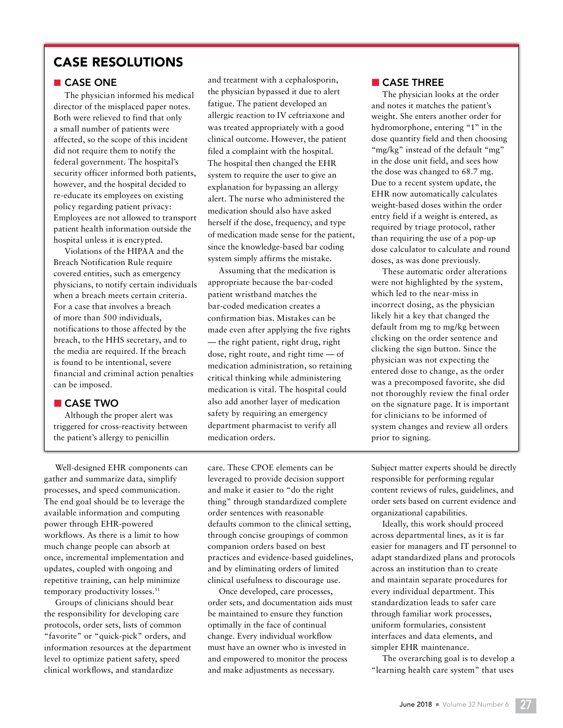## CASE RESOLUTIONS

### CASE ONE

The physician informed his medical director of the misplaced paper notes. Both were relieved to find that only a small number of patients were affected, so the scope of this incident did not require them to notify the federal government. The hospital's security officer informed both patients, however, and the hospital decided to re-educate its employees on existing policy regarding patient privacy: Employees are not allowed to transport patient health information outside the hospital unless it is encrypted.

Violations of the HIPAA and the Breach Notification Rule require covered entities, such as emergency physicians, to notify certain individuals when a breach meets certain criteria. For a case that involves a breach of more than 500 individuals, notifications to those affected by the breach, to the HHS secretary, and to the media are required. If the breach is found to be intentional, severe financial and criminal action penalties can be imposed.

### CASE TWO

Although the proper alert was triggered for cross-reactivity between the patient's allergy to penicillin and treatment with a cephalosporin, the physician bypassed it due to alert fatigue. The patient developed an allergic reaction to IV ceftriaxone and was treated appropriately with a good clinical outcome. However, the patient filed a complaint with the hospital. The hospital then changed the EHR system to require the user to give an explanation for bypassing an allergy alert. The nurse who administered the medication should also have asked herself if the dose, frequency, and type of medication made sense for the patient, since the knowledge-based bar coding system simply affirms the mistake.

Assuming that the medication is appropriate because the bar-coded patient wristband matches the bar-coded medication creates a confirmation bias. Mistakes can be made even after applying the five rights — the right patient, right drug, right dose, right route, and right time — of medication administration, so retaining critical thinking while administering medication is vital. The hospital could also add another layer of medication safety by requiring an emergency department pharmacist to verify all medication orders.

### CASE THREE

The physician looks at the order and notes it matches the patient's weight. She enters another order for hydromorphone, entering "1" in the dose quantity field and then choosing "mg/kg" instead of the default "mg" in the dose unit field, and sees how the dose was changed to 68.7 mg. Due to a recent system update, the EHR now automatically calculates weight-based doses within the order entry field if a weight is entered, as required by triage protocol, rather than requiring the use of a pop-up dose calculator to calculate and round doses, as was done previously.

These automatic order alterations were not highlighted by the system, which led to the near-miss in incorrect dosing, as the physician likely hit a key that changed the default from mg to mg/kg between clicking on the order sentence and clicking the sign button. Since the physician was not expecting the entered dose to change, as the order was a precomposed favorite, she did not thoroughly review the final order on the signature page. It is important for clinicians to be informed of system changes and review all orders prior to signing.

---

Well-designed EHR components can gather and summarize data, simplify processes, and speed communication. The end goal should be to leverage the available information and computing power through EHR-powered workflows. As there is a limit to how much change people can absorb at once, incremental implementation and updates, coupled with ongoing and repetitive training, can help minimize temporary productivity losses.[51]

Groups of clinicians should bear the responsibility for developing care protocols, order sets, lists of common "favorite" or "quick-pick" orders, and information resources at the department level to optimize patient safety, speed clinical workflows, and standardize care. These CPOE elements can be leveraged to provide decision support and make it easier to "do the right thing" through standardized complete order sentences with reasonable defaults common to the clinical setting, through concise groupings of common companion orders based on best practices and evidence-based guidelines, and by eliminating orders of limited clinical usefulness to discourage use.

Once developed, care processes, order sets, and documentation aids must be maintained to ensure they function optimally in the face of continual change. Every individual workflow must have an owner who is invested in and empowered to monitor the process and make adjustments as necessary. Subject matter experts should be directly responsible for performing regular content reviews of rules, guidelines, and order sets based on current evidence and organizational capabilities.

Ideally, this work should proceed across departmental lines, as it is far easier for managers and IT personnel to adapt standardized plans and protocols across an institution than to create and maintain separate procedures for every individual department. This standardization leads to safer care through familiar work processes, uniform formularies, consistent interfaces and data elements, and simpler EHR maintenance.

The overarching goal is to develop a "learning health care system" that uses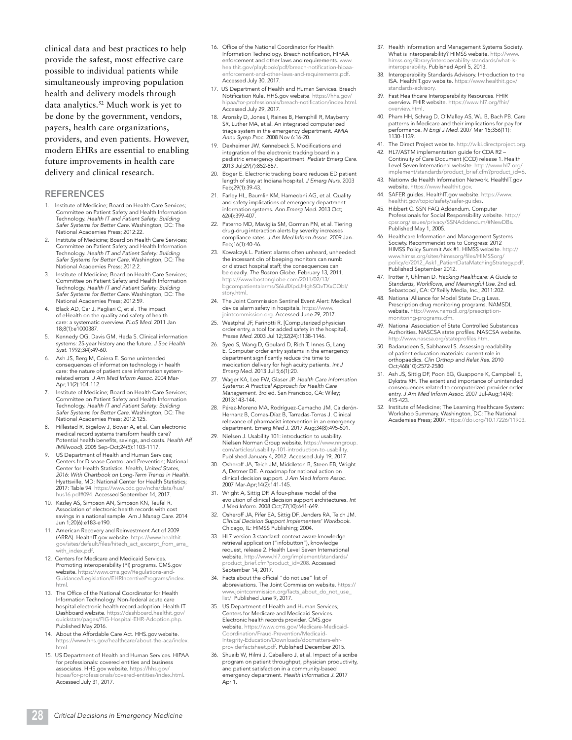clinical data and best practices to help provide the safest, most effective care possible to individual patients while simultaneously improving population health and delivery models through data analytics.[52] Much work is yet to be done by the government, vendors, payers, health care organizations, providers, and even patients. However, modern EHRs are essential to enabling future improvements in health care delivery and clinical research.

## REFERENCES

1. Institute of Medicine; Board on Health Care Services; Committee on Patient Safety and Health Information Technology. *Health IT and Patient Safety: Building Safer Systems for Better Care*. Washington, DC: The National Academies Press; 2012:22.
2. Institute of Medicine; Board on Health Care Services; Committee on Patient Safety and Health Information Technology. *Health IT and Patient Safety: Building Safer Systems for Better Care*. Washington, DC: The National Academies Press; 2012:2.
3. Institute of Medicine; Board on Health Care Services; Committee on Patient Safety and Health Information Technology. *Health IT and Patient Safety: Building Safer Systems for Better Care*. Washington, DC: The National Academies Press; 2012:59.
4. Black AD, Car J, Pagliari C, et al. The impact of eHealth on the quality and safety of health care: a systematic overview. *PLoS Med*. 2011 Jan 18;8(1):e1000387.
5. Kennedy OG, Davis GM, Heda S. Clinical information systems: 25-year history and the future. *J Soc Health Syst*. 1992;3(4):49-60.
6. Ash JS, Berg M, Coiera E. Some unintended consequences of information technology in health care: the nature of patient care information system-related errors. *J Am Med Inform Assoc*. 2004 Mar-Apr;11(2):104-112.
7. Institute of Medicine; Board on Health Care Services; Committee on Patient Safety and Health Information Technology. *Health IT and Patient Safety: Building Safer Systems for Better Care*. Washington, DC: The National Academies Press; 2012:125.
8. Hillestad R, Bigelow J, Bower A, et al. Can electronic medical record systems transform health care? Potential health benefits, savings, and costs. *Health Aff (Millwood)*. 2005 Sep-Oct;24(5):1103-1117.
9. US Department of Health and Human Services; Centers for Disease Control and Prevention; National Center for Health Statistics. *Health, United States, 2016: With Chartbook on Long-Term Trends in Health*. Hyattsville, MD: National Center for Health Statistics; 2017: Table 94. https://www.cdc.gov/nchs/data/hus/hus16.pdf#094. Accessed September 14, 2017.
10. Kazley AS, Simpson AN, Simpson KN, Teufel R. Association of electronic health records with cost savings in a national sample. *Am J Manag Care*. 2014 Jun 1;20(6):e183-e190.
11. American Recovery and Reinvestment Act of 2009 (ARRA). HealthIT.gov website. https://www.healthit.gov/sites/default/files/hitech_act_excerpt_from_arra_with_index.pdf.
12. Centers for Medicare and Medicaid Services. Promoting interoperability (PI) programs. CMS.gov website. https://www.cms.gov/Regulations-and-Guidance/Legislation/EHRIncentivePrograms/index.html.
13. The Office of the National Coordinator for Health Information Technology. Non-federal acute care hospital electronic health record adoption. Health IT Dashboard website. https://dashboard.healthit.gov/quickstats/pages/FIG-Hospital-EHR-Adoption.php. Published May 2016.
14. About the Affordable Care Act. HHS.gov website. https://www.hhs.gov/healthcare/about-the-aca/index.html.
15. US Department of Health and Human Services. HIPAA for professionals: covered entities and business associates. HHS.gov website. https://hhs.gov/hipaa/for-professionals/covered-entities/index.html. Accessed July 31, 2017.
16. Office of the National Coordinator for Health Information Technology. Breach notification, HIPAA enforcement and other laws and requirements. www.healthit.gov/playbook/pdf/breach-notification-hipaa-enforcement-and-other-laws-and-requirements.pdf. Accessed July 30, 2017.
17. US Department of Health and Human Services. Breach Notification Rule. HHS.gov website. https://hhs.gov/hipaa/for-professionals/breach-notification/index.html. Accessed July 29, 2017.
18. Aronsky D, Jones I, Raines B, Hemphill R, Mayberry SR, Luther MA, et al. An integrated computerized triage system in the emergency department. *AMIA Annu Symp Proc*. 2008 Nov 6:16-20.
19. Dexheimer JW, Kennebeck S. Modifications and integration of the electronic tracking board in a pediatric emergency department. *Pediatr Emerg Care*. 2013 Jul;29(7):852-857.
20. Boger E. Electronic tracking board reduces ED patient length of stay at Indiana hospital. *J Emerg Nurs*. 2003 Feb;29(1):39-43.
21. Farley HL, Baumlin KM, Hamedani AG, et al. Quality and safety implications of emergency department information systems. *Ann Emerg Med*. 2013 Oct; 62(4):399-407.
22. Paterno MD, Maviglia SM, Gorman PN, et al. Tiering drug-drug interaction alerts by severity increases compliance rates. *J Am Med Inform Assoc*. 2009 Jan-Feb;16(1):40-46.
23. Kowalczyk L. Patient alarms often unheard, unheeded: the incessant din of beeping monitors can numb or distract hospital staff; the consequences can be deadly. *The Boston Globe*. February 13, 2011. https://www.bostonglobe.com/2011/02/13/bgcompatientalarms/S6iu8XpdJHghSQvTXxCQbI/story.html.
24. The Joint Commission Sentinel Event Alert: Medical device alarm safety in hospitals. https://www.jointcommission.org. Accessed June 29, 2017.
25. Westphal JF, Farinotti R. [Computerized physician order entry, a tool for added safety in the hospital]. *Presse Med*. 2003 Jul 12;32(24):1138-1146.
26. Syed S, Wang D, Goulard D, Rich T, Innes G, Lang E. Computer order entry systems in the emergency department significantly reduce the time to medication delivery for high acuity patients. *Int J Emerg Med*. 2013 Jul 5;6(1):20.
27. Wager KA, Lee FW, Glaser JP. *Health Care Information Systems: A Practical Approach for Health Care Management*. 3rd ed. San Francisco, CA: Wiley; 2013:143-144.
28. Pérez-Moreno MA, Rodríguez-Camacho JM, Calderón-Hernanz B, Comas-Díaz B, Tarradas-Torras J. Clinical relevance of pharmacist intervention in an emergency department. *Emerg Med J*. 2017 Aug;34(8):495-501.
29. Nielsen J. Usability 101: introduction to usability. Nielsen Norman Group website. https://www.nngroup.com/articles/usability-101-introduction-to-usability. Published January 4, 2012. Accessed July 19, 2017.
30. Osheroff JA, Teich JM, Middleton B, Steen EB, Wright A, Detmer DE. A roadmap for national action on clinical decision support. *J Am Med Inform Assoc*. 2007 Mar-Apr;14(2):141-145.
31. Wright A, Sittig DF. A four-phase model of the evolution of clinical decision support architectures. *Int J Med Inform*. 2008 Oct;77(10):641-649.
32. Osheroff JA, Pifer EA, Sittig DF, Jenders RA, Teich JM. *Clinical Decision Support Implementers' Workbook*. Chicago, IL: HIMSS Publishing; 2004.
33. HL7 version 3 standard: context aware knowledge retrieval application ("infobutton"), knowledge request, release 2. Health Level Seven International website. http://www.hl7.org/implement/standards/product_brief.cfm?product_id=208. Accessed September 14, 2017.
34. Facts about the official "do not use" list of abbreviations. The Joint Commission website. https://www.jointcommission.org/facts_about_do_not_use_list/. Published June 9, 2017.
35. US Department of Health and Human Services; Centers for Medicare and Medicaid Services. Electronic health records provider. CMS.gov website. https://www.cms.gov/Medicare-Medicaid-Coordination/Fraud-Prevention/Medicaid-Integrity-Education/Downloads/docmatters-ehr-providerfactsheet.pdf. Published December 2015.
36. Shuaib W, Hilmi J, Caballero J, et al. Impact of a scribe program on patient throughput, physician productivity, and patient satisfaction in a community-based emergency department. *Health Informatics J*. 2017 Apr 1.
37. Health Information and Management Systems Society. What is interoperability? HIMSS website. http://www.himss.org/library/interoperability-standards/what-is-interoperability. Published April 5, 2013.
38. Interoperability Standards Advisory. Introduction to the ISA. HealthIT.gov website. https://www.healthit.gov/standards-advisory.
39. Fast Healthcare Interoperability Resources. FHIR overview. FHIR website. https://www.hl7.org/fhir/overview.html.
40. Pham HH, Schrag D, O'Malley AS, Wu B, Bach PB. Care patterns in Medicare and their implications for pay for performance. *N Engl J Med*. 2007 Mar 15;356(11): 1130-1139.
41. The Direct Project website. http://wiki.directproject.org.
42. HL7/ASTM implementation guide for CDA R2 – Continuity of Care Document (CCD) release 1. Health Level Seven International website. http://www.hl7.org/implement/standards/product_brief.cfm?product_id=6.
43. Nationwide Health Information Network. HealthIT.gov website. https://www.healthit.gov.
44. SAFER guides. HealthIT.gov website. https://www.healthit.gov/topic/safety/safer-guides.
45. Hibbert C. SSN FAQ Addendum. Computer Professionals for Social Responsibility website. http://cpsr.org/issues/privacy/SSNAddendum/#NewDBs. Published May 1, 2005.
46. Healthcare Information and Management Systems Society. Recommendations to Congress: 2012 HIMSS Policy Summit Ask #1. HIMSS website. http://www.himss.org/sites/himssorg/files/HIMSSorg/policy/d/2012_Ask1_PatientDataMatchingStrategy.pdf. Published September 2012.
47. Trotter F, Uhlman D. *Hacking Healthcare: A Guide to Standards, Workflows, and Meaningful Use*. 2nd ed. Sebastopol, CA: O'Reilly Media, Inc.; 2011:202.
48. National Alliance for Model State Drug Laws. Prescription drug monitoring programs. NAMSDL website. http://www.namsdl.org/prescription-monitoring-programs.cfm.
49. National Association of State Controlled Substances Authorities. NASCSA state profiles. NASCSA website. http://www.nascsa.org/stateprofiles.htm.
50. Badarudeen S, Sabharwal S. Assessing readability of patient education materials: current role in orthopaedics. *Clin Orthop and Relat Res*. 2010 Oct;468(10):2572-2580.
51. Ash JS, Sittig DF, Poon EG, Guappone K, Campbell E, Dykstra RH. The extent and importance of unintended consequences related to computerized provider order entry. *J Am Med Inform Assoc*. 2007 Jul-Aug;14(4): 415-423.
52. Institute of Medicine; The Learning Healthcare System: Workshop Summary. Washington, DC: The National Academies Press; 2007. https://doi.org/10.17226/11903.